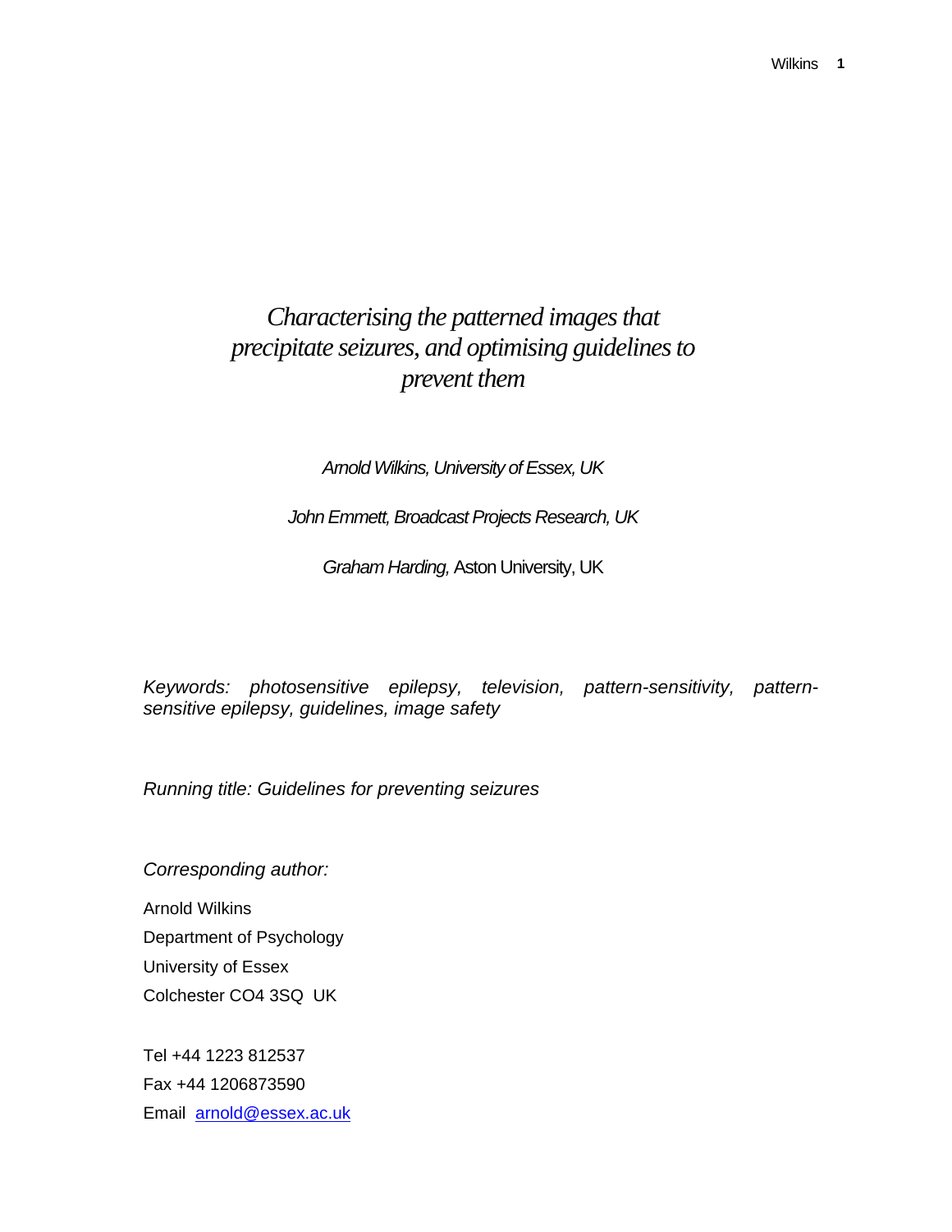# *Characterising the patterned images that precipitate seizures, and optimising guidelines to prevent them*

*Arnold Wilkins, University of Essex, UK*

*John Emmett, Broadcast Projects Research, UK*

*Graham Harding,* Aston University, UK

*Keywords: photosensitive epilepsy, television, pattern-sensitivity, pattern-sensitive epilepsy, guidelines, image safety*

*Running title: Guidelines for preventing seizures*

*Corresponding author:*

Arnold Wilkins
Department of Psychology
University of Essex
Colchester CO4 3SQ UK

Tel +44 1223 812537
Fax +44 1206873590
Email arnold@essex.ac.uk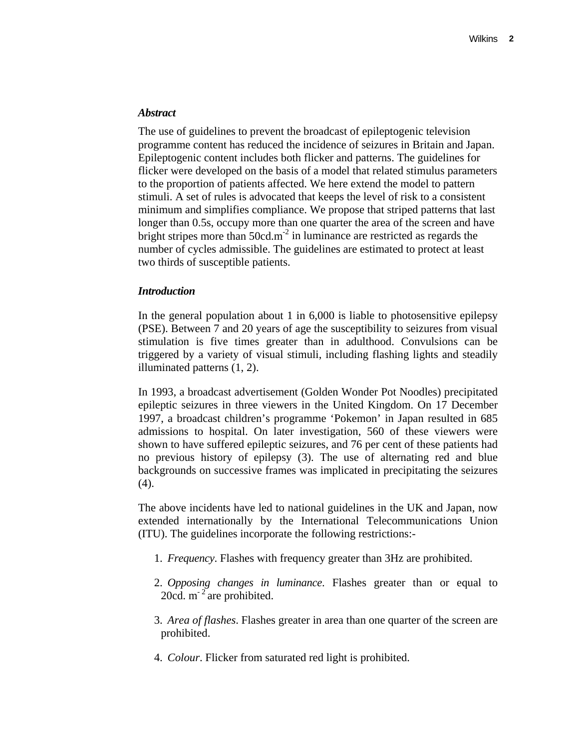### *Abstract*

The use of guidelines to prevent the broadcast of epileptogenic television programme content has reduced the incidence of seizures in Britain and Japan. Epileptogenic content includes both flicker and patterns. The guidelines for flicker were developed on the basis of a model that related stimulus parameters to the proportion of patients affected. We here extend the model to pattern stimuli. A set of rules is advocated that keeps the level of risk to a consistent minimum and simplifies compliance. We propose that striped patterns that last longer than 0.5s, occupy more than one quarter the area of the screen and have bright stripes more than 50cd.m$^{-2}$ in luminance are restricted as regards the number of cycles admissible. The guidelines are estimated to protect at least two thirds of susceptible patients.

### *Introduction*

In the general population about 1 in 6,000 is liable to photosensitive epilepsy (PSE). Between 7 and 20 years of age the susceptibility to seizures from visual stimulation is five times greater than in adulthood. Convulsions can be triggered by a variety of visual stimuli, including flashing lights and steadily illuminated patterns (1, 2).

In 1993, a broadcast advertisement (Golden Wonder Pot Noodles) precipitated epileptic seizures in three viewers in the United Kingdom. On 17 December 1997, a broadcast children's programme 'Pokemon' in Japan resulted in 685 admissions to hospital. On later investigation, 560 of these viewers were shown to have suffered epileptic seizures, and 76 per cent of these patients had no previous history of epilepsy (3). The use of alternating red and blue backgrounds on successive frames was implicated in precipitating the seizures (4).

The above incidents have led to national guidelines in the UK and Japan, now extended internationally by the International Telecommunications Union (ITU). The guidelines incorporate the following restrictions:-

1. *Frequency*. Flashes with frequency greater than 3Hz are prohibited.
2. *Opposing changes in luminance*. Flashes greater than or equal to 20cd. m$^{-2}$ are prohibited.
3. *Area of flashes*. Flashes greater in area than one quarter of the screen are prohibited.
4. *Colour*. Flicker from saturated red light is prohibited.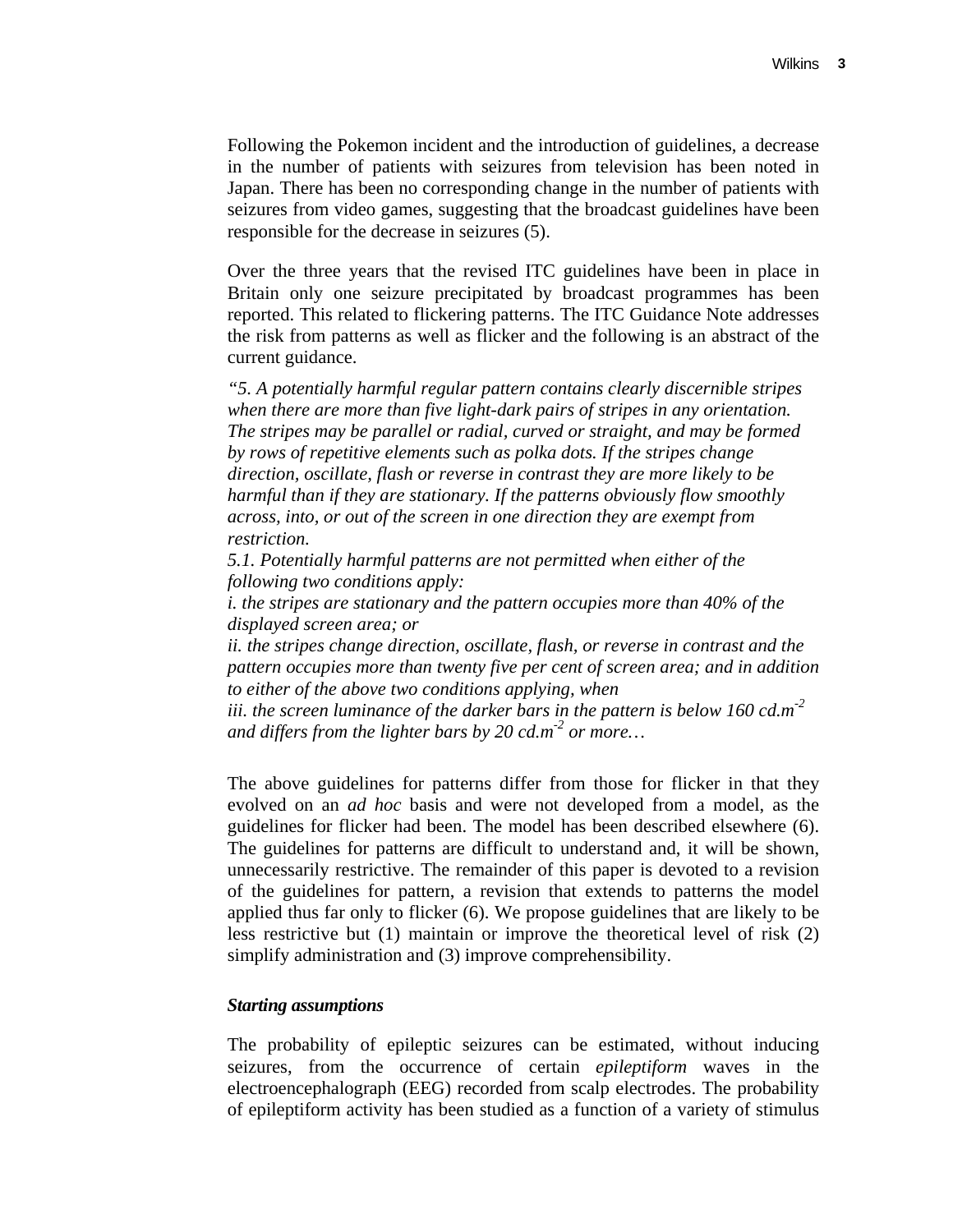Following the Pokemon incident and the introduction of guidelines, a decrease in the number of patients with seizures from television has been noted in Japan. There has been no corresponding change in the number of patients with seizures from video games, suggesting that the broadcast guidelines have been responsible for the decrease in seizures (5).

Over the three years that the revised ITC guidelines have been in place in Britain only one seizure precipitated by broadcast programmes has been reported. This related to flickering patterns. The ITC Guidance Note addresses the risk from patterns as well as flicker and the following is an abstract of the current guidance.

*"5. A potentially harmful regular pattern contains clearly discernible stripes when there are more than five light-dark pairs of stripes in any orientation. The stripes may be parallel or radial, curved or straight, and may be formed by rows of repetitive elements such as polka dots. If the stripes change direction, oscillate, flash or reverse in contrast they are more likely to be harmful than if they are stationary. If the patterns obviously flow smoothly across, into, or out of the screen in one direction they are exempt from restriction.*

*5.1. Potentially harmful patterns are not permitted when either of the following two conditions apply:*

*i. the stripes are stationary and the pattern occupies more than 40% of the displayed screen area; or*

*ii. the stripes change direction, oscillate, flash, or reverse in contrast and the pattern occupies more than twenty five per cent of screen area; and in addition to either of the above two conditions applying, when*

*iii. the screen luminance of the darker bars in the pattern is below 160 cd.m$^{-2}$ and differs from the lighter bars by 20 cd.m$^{-2}$ or more…*

The above guidelines for patterns differ from those for flicker in that they evolved on an *ad hoc* basis and were not developed from a model, as the guidelines for flicker had been. The model has been described elsewhere (6). The guidelines for patterns are difficult to understand and, it will be shown, unnecessarily restrictive. The remainder of this paper is devoted to a revision of the guidelines for pattern, a revision that extends to patterns the model applied thus far only to flicker (6). We propose guidelines that are likely to be less restrictive but (1) maintain or improve the theoretical level of risk (2) simplify administration and (3) improve comprehensibility.

### *Starting assumptions*

The probability of epileptic seizures can be estimated, without inducing seizures, from the occurrence of certain *epileptiform* waves in the electroencephalograph (EEG) recorded from scalp electrodes. The probability of epileptiform activity has been studied as a function of a variety of stimulus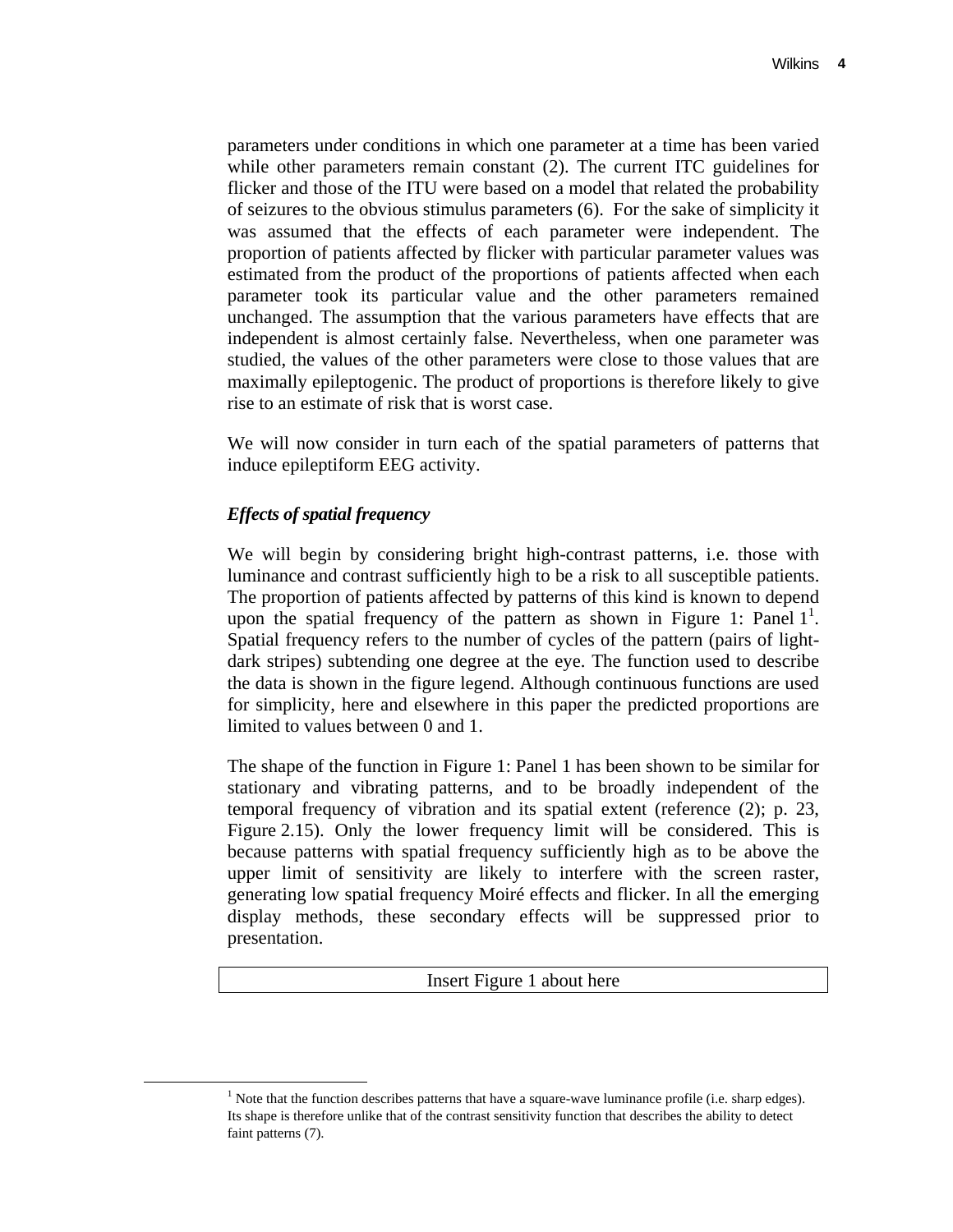parameters under conditions in which one parameter at a time has been varied while other parameters remain constant (2). The current ITC guidelines for flicker and those of the ITU were based on a model that related the probability of seizures to the obvious stimulus parameters (6). For the sake of simplicity it was assumed that the effects of each parameter were independent. The proportion of patients affected by flicker with particular parameter values was estimated from the product of the proportions of patients affected when each parameter took its particular value and the other parameters remained unchanged. The assumption that the various parameters have effects that are independent is almost certainly false. Nevertheless, when one parameter was studied, the values of the other parameters were close to those values that are maximally epileptogenic. The product of proportions is therefore likely to give rise to an estimate of risk that is worst case.

We will now consider in turn each of the spatial parameters of patterns that induce epileptiform EEG activity.

### *Effects of spatial frequency*

We will begin by considering bright high-contrast patterns, i.e. those with luminance and contrast sufficiently high to be a risk to all susceptible patients. The proportion of patients affected by patterns of this kind is known to depend upon the spatial frequency of the pattern as shown in Figure 1: Panel 1[1]. Spatial frequency refers to the number of cycles of the pattern (pairs of light-dark stripes) subtending one degree at the eye. The function used to describe the data is shown in the figure legend. Although continuous functions are used for simplicity, here and elsewhere in this paper the predicted proportions are limited to values between 0 and 1.

The shape of the function in Figure 1: Panel 1 has been shown to be similar for stationary and vibrating patterns, and to be broadly independent of the temporal frequency of vibration and its spatial extent (reference (2); p. 23, Figure 2.15). Only the lower frequency limit will be considered. This is because patterns with spatial frequency sufficiently high as to be above the upper limit of sensitivity are likely to interfere with the screen raster, generating low spatial frequency Moiré effects and flicker. In all the emerging display methods, these secondary effects will be suppressed prior to presentation.

Insert Figure 1 about here

[1] Note that the function describes patterns that have a square-wave luminance profile (i.e. sharp edges). Its shape is therefore unlike that of the contrast sensitivity function that describes the ability to detect faint patterns (7).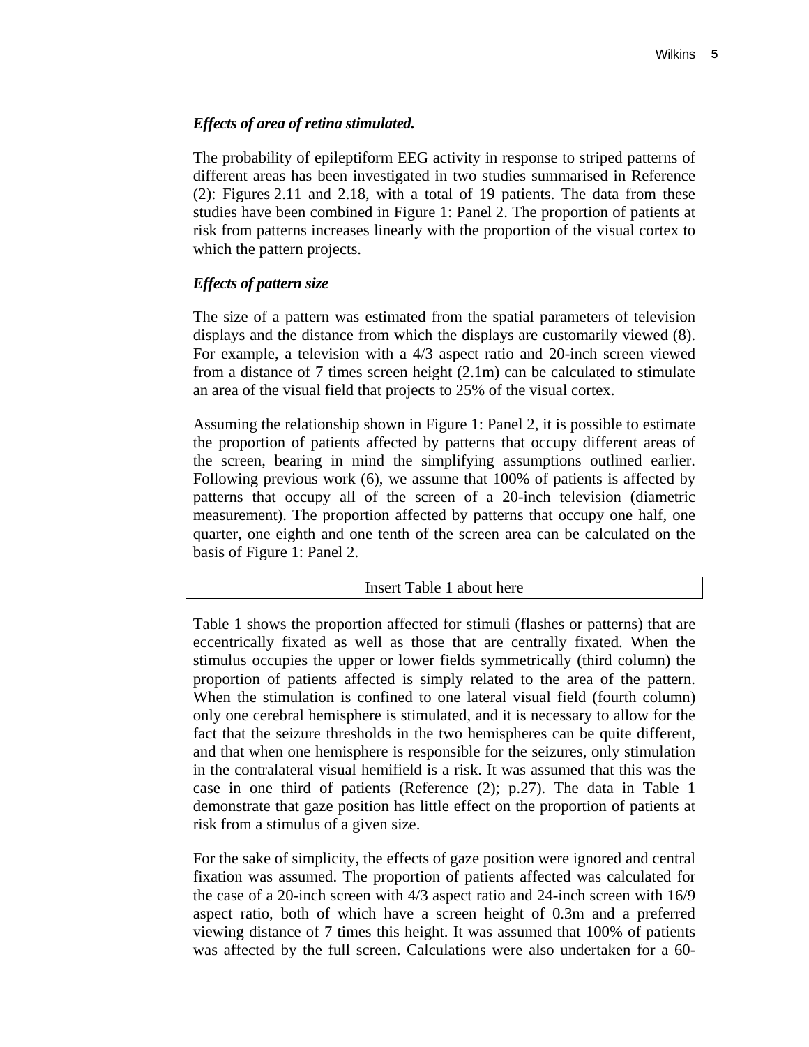### *Effects of area of retina stimulated.*

The probability of epileptiform EEG activity in response to striped patterns of different areas has been investigated in two studies summarised in Reference (2): Figures 2.11 and 2.18, with a total of 19 patients. The data from these studies have been combined in Figure 1: Panel 2. The proportion of patients at risk from patterns increases linearly with the proportion of the visual cortex to which the pattern projects.

### *Effects of pattern size*

The size of a pattern was estimated from the spatial parameters of television displays and the distance from which the displays are customarily viewed (8). For example, a television with a 4/3 aspect ratio and 20-inch screen viewed from a distance of 7 times screen height (2.1m) can be calculated to stimulate an area of the visual field that projects to 25% of the visual cortex.

Assuming the relationship shown in Figure 1: Panel 2, it is possible to estimate the proportion of patients affected by patterns that occupy different areas of the screen, bearing in mind the simplifying assumptions outlined earlier. Following previous work (6), we assume that 100% of patients is affected by patterns that occupy all of the screen of a 20-inch television (diametric measurement). The proportion affected by patterns that occupy one half, one quarter, one eighth and one tenth of the screen area can be calculated on the basis of Figure 1: Panel 2.

Insert Table 1 about here

Table 1 shows the proportion affected for stimuli (flashes or patterns) that are eccentrically fixated as well as those that are centrally fixated. When the stimulus occupies the upper or lower fields symmetrically (third column) the proportion of patients affected is simply related to the area of the pattern. When the stimulation is confined to one lateral visual field (fourth column) only one cerebral hemisphere is stimulated, and it is necessary to allow for the fact that the seizure thresholds in the two hemispheres can be quite different, and that when one hemisphere is responsible for the seizures, only stimulation in the contralateral visual hemifield is a risk. It was assumed that this was the case in one third of patients (Reference (2); p.27). The data in Table 1 demonstrate that gaze position has little effect on the proportion of patients at risk from a stimulus of a given size.

For the sake of simplicity, the effects of gaze position were ignored and central fixation was assumed. The proportion of patients affected was calculated for the case of a 20-inch screen with 4/3 aspect ratio and 24-inch screen with 16/9 aspect ratio, both of which have a screen height of 0.3m and a preferred viewing distance of 7 times this height. It was assumed that 100% of patients was affected by the full screen. Calculations were also undertaken for a 60-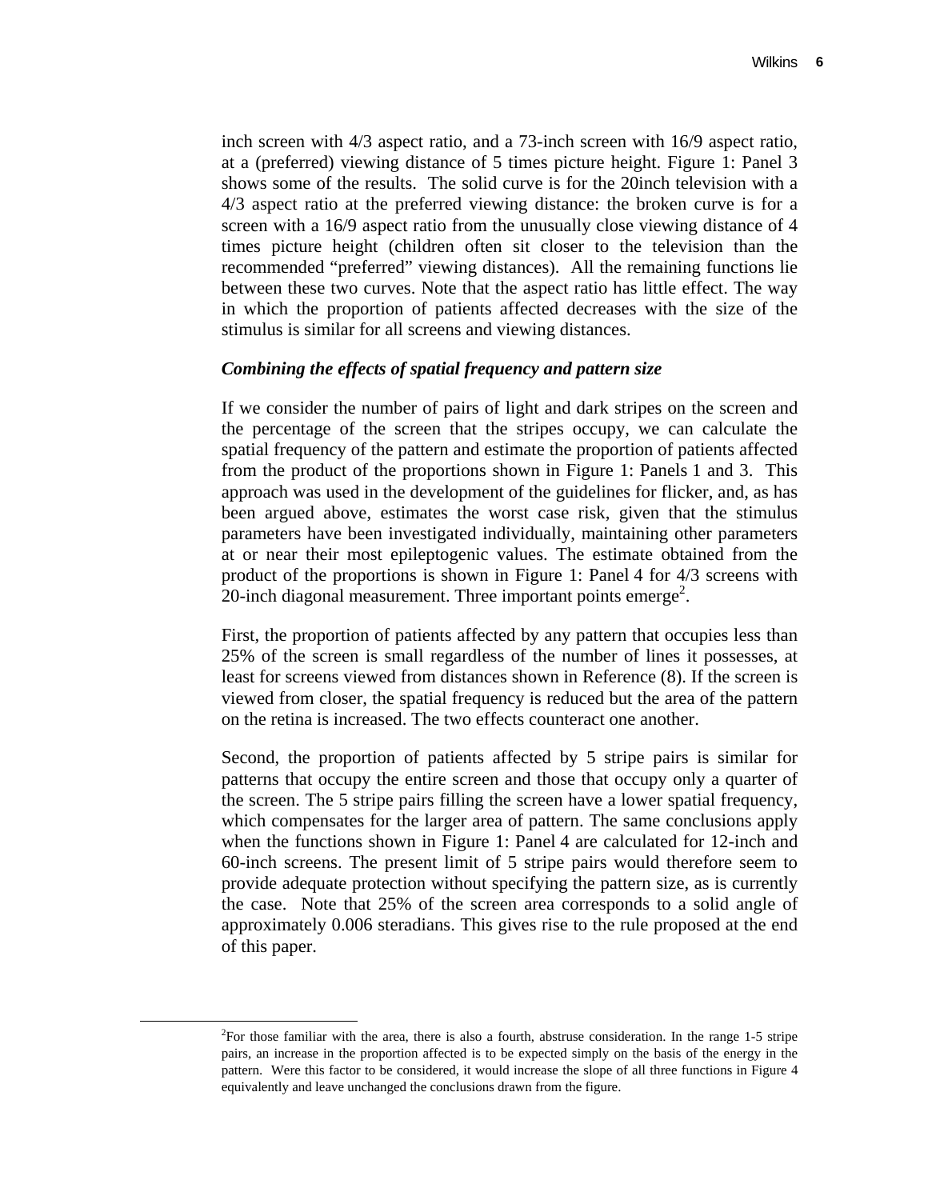inch screen with 4/3 aspect ratio, and a 73-inch screen with 16/9 aspect ratio, at a (preferred) viewing distance of 5 times picture height. Figure 1: Panel 3 shows some of the results. The solid curve is for the 20inch television with a 4/3 aspect ratio at the preferred viewing distance: the broken curve is for a screen with a 16/9 aspect ratio from the unusually close viewing distance of 4 times picture height (children often sit closer to the television than the recommended "preferred" viewing distances). All the remaining functions lie between these two curves. Note that the aspect ratio has little effect. The way in which the proportion of patients affected decreases with the size of the stimulus is similar for all screens and viewing distances.

### *Combining the effects of spatial frequency and pattern size*

If we consider the number of pairs of light and dark stripes on the screen and the percentage of the screen that the stripes occupy, we can calculate the spatial frequency of the pattern and estimate the proportion of patients affected from the product of the proportions shown in Figure 1: Panels 1 and 3. This approach was used in the development of the guidelines for flicker, and, as has been argued above, estimates the worst case risk, given that the stimulus parameters have been investigated individually, maintaining other parameters at or near their most epileptogenic values. The estimate obtained from the product of the proportions is shown in Figure 1: Panel 4 for 4/3 screens with 20-inch diagonal measurement. Three important points emerge[2].

First, the proportion of patients affected by any pattern that occupies less than 25% of the screen is small regardless of the number of lines it possesses, at least for screens viewed from distances shown in Reference (8). If the screen is viewed from closer, the spatial frequency is reduced but the area of the pattern on the retina is increased. The two effects counteract one another.

Second, the proportion of patients affected by 5 stripe pairs is similar for patterns that occupy the entire screen and those that occupy only a quarter of the screen. The 5 stripe pairs filling the screen have a lower spatial frequency, which compensates for the larger area of pattern. The same conclusions apply when the functions shown in Figure 1: Panel 4 are calculated for 12-inch and 60-inch screens. The present limit of 5 stripe pairs would therefore seem to provide adequate protection without specifying the pattern size, as is currently the case. Note that 25% of the screen area corresponds to a solid angle of approximately 0.006 steradians. This gives rise to the rule proposed at the end of this paper.

---

[2]For those familiar with the area, there is also a fourth, abstruse consideration. In the range 1-5 stripe pairs, an increase in the proportion affected is to be expected simply on the basis of the energy in the pattern. Were this factor to be considered, it would increase the slope of all three functions in Figure 4 equivalently and leave unchanged the conclusions drawn from the figure.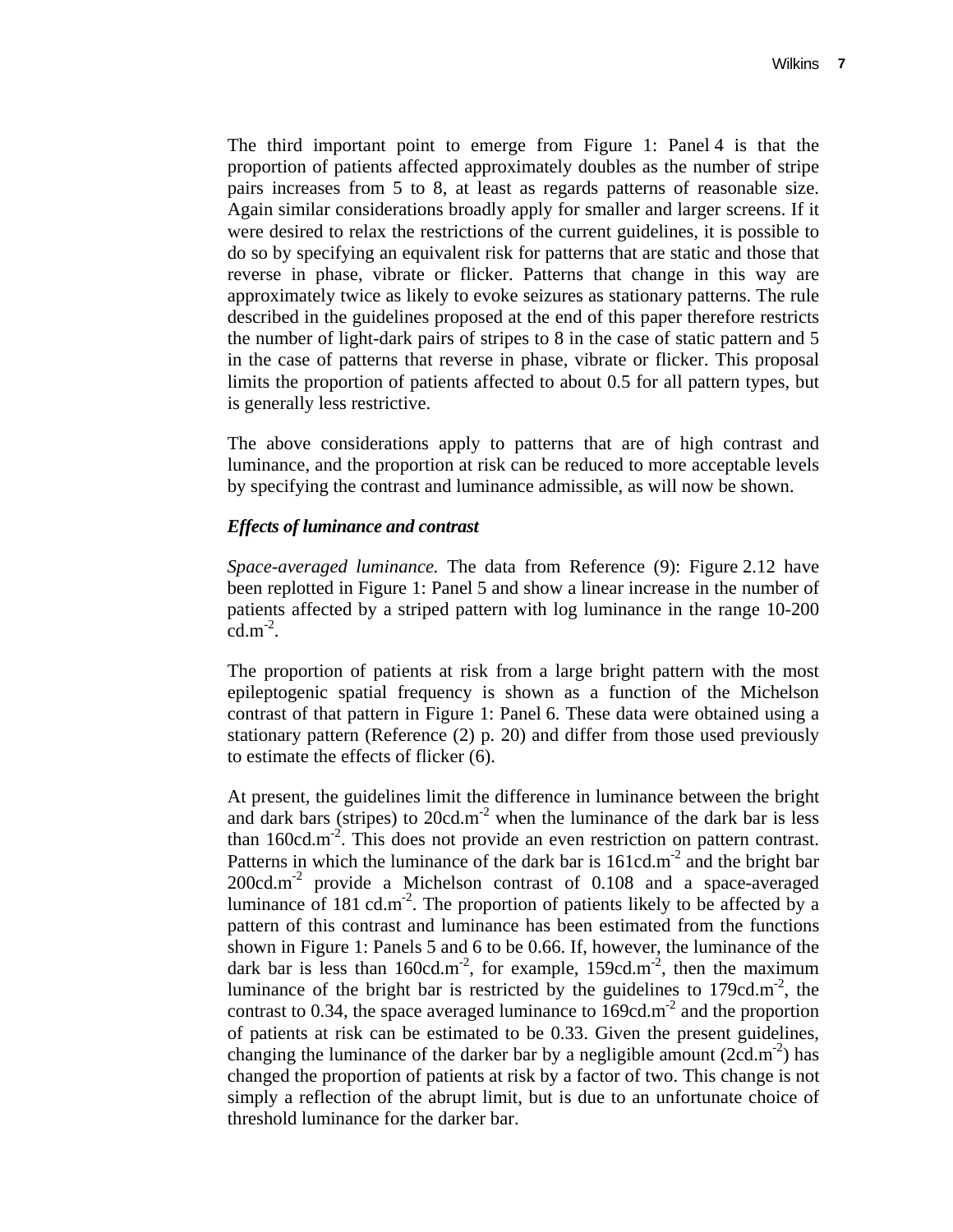The third important point to emerge from Figure 1: Panel 4 is that the proportion of patients affected approximately doubles as the number of stripe pairs increases from 5 to 8, at least as regards patterns of reasonable size. Again similar considerations broadly apply for smaller and larger screens. If it were desired to relax the restrictions of the current guidelines, it is possible to do so by specifying an equivalent risk for patterns that are static and those that reverse in phase, vibrate or flicker. Patterns that change in this way are approximately twice as likely to evoke seizures as stationary patterns. The rule described in the guidelines proposed at the end of this paper therefore restricts the number of light-dark pairs of stripes to 8 in the case of static pattern and 5 in the case of patterns that reverse in phase, vibrate or flicker. This proposal limits the proportion of patients affected to about 0.5 for all pattern types, but is generally less restrictive.

The above considerations apply to patterns that are of high contrast and luminance, and the proportion at risk can be reduced to more acceptable levels by specifying the contrast and luminance admissible, as will now be shown.

### *Effects of luminance and contrast*

*Space-averaged luminance.* The data from Reference (9): Figure 2.12 have been replotted in Figure 1: Panel 5 and show a linear increase in the number of patients affected by a striped pattern with log luminance in the range 10-200 $cd.m^{-2}$.

The proportion of patients at risk from a large bright pattern with the most epileptogenic spatial frequency is shown as a function of the Michelson contrast of that pattern in Figure 1: Panel 6. These data were obtained using a stationary pattern (Reference (2) p. 20) and differ from those used previously to estimate the effects of flicker (6).

At present, the guidelines limit the difference in luminance between the bright and dark bars (stripes) to $20cd.m^{-2}$ when the luminance of the dark bar is less than $160cd.m^{-2}$. This does not provide an even restriction on pattern contrast. Patterns in which the luminance of the dark bar is $161cd.m^{-2}$ and the bright bar $200cd.m^{-2}$ provide a Michelson contrast of 0.108 and a space-averaged luminance of 181 $cd.m^{-2}$. The proportion of patients likely to be affected by a pattern of this contrast and luminance has been estimated from the functions shown in Figure 1: Panels 5 and 6 to be 0.66. If, however, the luminance of the dark bar is less than $160cd.m^{-2}$, for example, $159cd.m^{-2}$, then the maximum luminance of the bright bar is restricted by the guidelines to $179cd.m^{-2}$, the contrast to 0.34, the space averaged luminance to $169cd.m^{-2}$ and the proportion of patients at risk can be estimated to be 0.33. Given the present guidelines, changing the luminance of the darker bar by a negligible amount ($2cd.m^{-2}$) has changed the proportion of patients at risk by a factor of two. This change is not simply a reflection of the abrupt limit, but is due to an unfortunate choice of threshold luminance for the darker bar.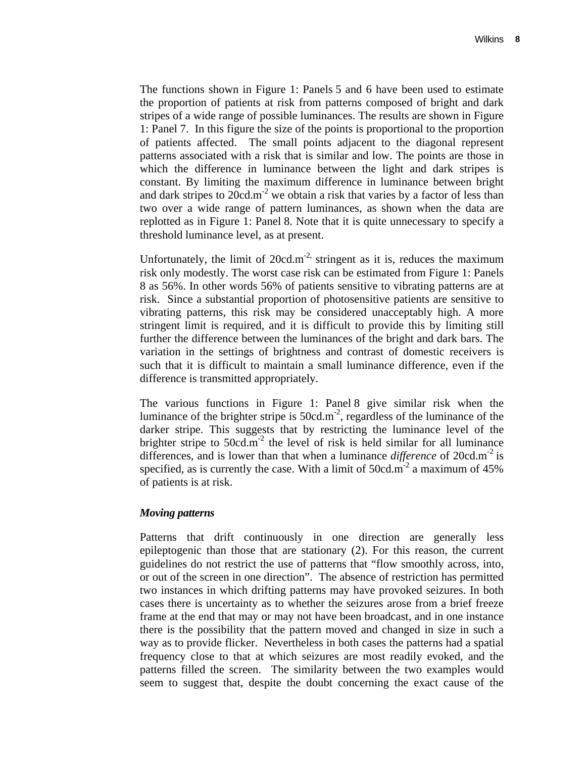The functions shown in Figure 1: Panels 5 and 6 have been used to estimate the proportion of patients at risk from patterns composed of bright and dark stripes of a wide range of possible luminances. The results are shown in Figure 1: Panel 7. In this figure the size of the points is proportional to the proportion of patients affected. The small points adjacent to the diagonal represent patterns associated with a risk that is similar and low. The points are those in which the difference in luminance between the light and dark stripes is constant. By limiting the maximum difference in luminance between bright and dark stripes to 20cd.m$^{-2}$ we obtain a risk that varies by a factor of less than two over a wide range of pattern luminances, as shown when the data are replotted as in Figure 1: Panel 8. Note that it is quite unnecessary to specify a threshold luminance level, as at present.

Unfortunately, the limit of 20cd.m$^{-2,}$ stringent as it is, reduces the maximum risk only modestly. The worst case risk can be estimated from Figure 1: Panels 8 as 56%. In other words 56% of patients sensitive to vibrating patterns are at risk. Since a substantial proportion of photosensitive patients are sensitive to vibrating patterns, this risk may be considered unacceptably high. A more stringent limit is required, and it is difficult to provide this by limiting still further the difference between the luminances of the bright and dark bars. The variation in the settings of brightness and contrast of domestic receivers is such that it is difficult to maintain a small luminance difference, even if the difference is transmitted appropriately.

The various functions in Figure 1: Panel 8 give similar risk when the luminance of the brighter stripe is 50cd.m$^{-2}$, regardless of the luminance of the darker stripe. This suggests that by restricting the luminance level of the brighter stripe to 50cd.m$^{-2}$ the level of risk is held similar for all luminance differences, and is lower than that when a luminance *difference* of 20cd.m$^{-2}$ is specified, as is currently the case. With a limit of 50cd.m$^{-2}$ a maximum of 45% of patients is at risk.

***Moving patterns***

Patterns that drift continuously in one direction are generally less epileptogenic than those that are stationary (2). For this reason, the current guidelines do not restrict the use of patterns that "flow smoothly across, into, or out of the screen in one direction". The absence of restriction has permitted two instances in which drifting patterns may have provoked seizures. In both cases there is uncertainty as to whether the seizures arose from a brief freeze frame at the end that may or may not have been broadcast, and in one instance there is the possibility that the pattern moved and changed in size in such a way as to provide flicker. Nevertheless in both cases the patterns had a spatial frequency close to that at which seizures are most readily evoked, and the patterns filled the screen. The similarity between the two examples would seem to suggest that, despite the doubt concerning the exact cause of the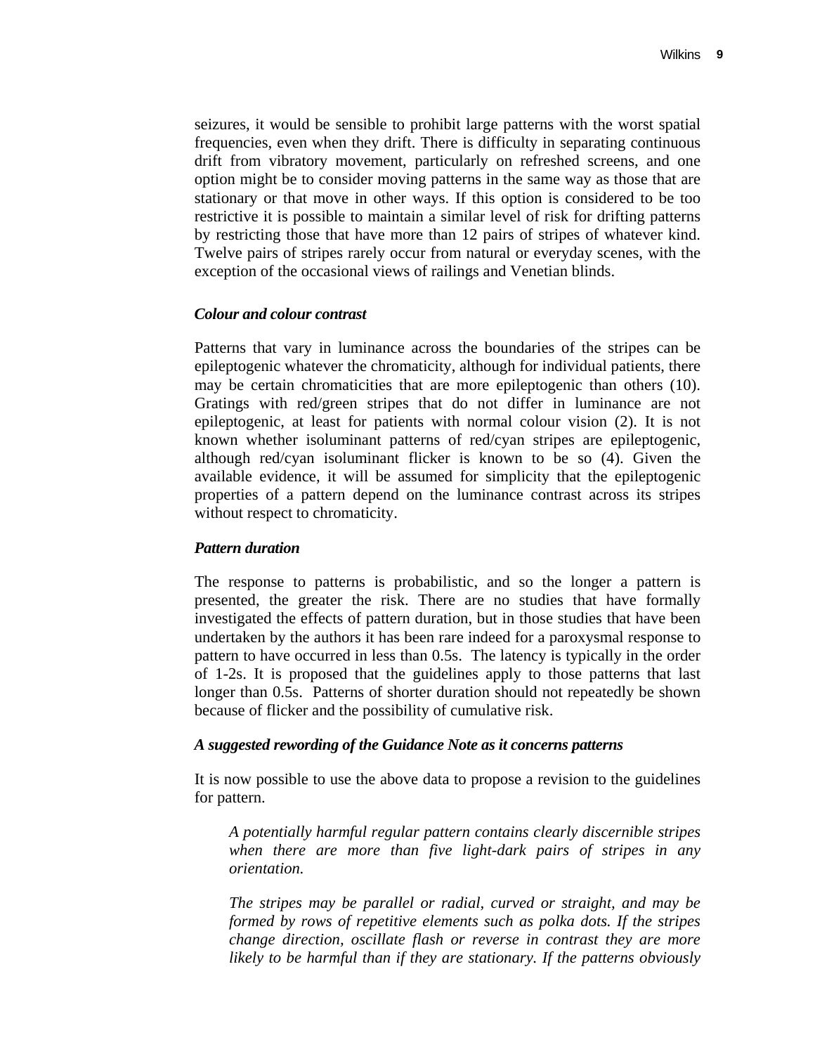seizures, it would be sensible to prohibit large patterns with the worst spatial frequencies, even when they drift. There is difficulty in separating continuous drift from vibratory movement, particularly on refreshed screens, and one option might be to consider moving patterns in the same way as those that are stationary or that move in other ways. If this option is considered to be too restrictive it is possible to maintain a similar level of risk for drifting patterns by restricting those that have more than 12 pairs of stripes of whatever kind. Twelve pairs of stripes rarely occur from natural or everyday scenes, with the exception of the occasional views of railings and Venetian blinds.

### *Colour and colour contrast*

Patterns that vary in luminance across the boundaries of the stripes can be epileptogenic whatever the chromaticity, although for individual patients, there may be certain chromaticities that are more epileptogenic than others (10). Gratings with red/green stripes that do not differ in luminance are not epileptogenic, at least for patients with normal colour vision (2). It is not known whether isoluminant patterns of red/cyan stripes are epileptogenic, although red/cyan isoluminant flicker is known to be so (4). Given the available evidence, it will be assumed for simplicity that the epileptogenic properties of a pattern depend on the luminance contrast across its stripes without respect to chromaticity.

### *Pattern duration*

The response to patterns is probabilistic, and so the longer a pattern is presented, the greater the risk. There are no studies that have formally investigated the effects of pattern duration, but in those studies that have been undertaken by the authors it has been rare indeed for a paroxysmal response to pattern to have occurred in less than 0.5s. The latency is typically in the order of 1-2s. It is proposed that the guidelines apply to those patterns that last longer than 0.5s. Patterns of shorter duration should not repeatedly be shown because of flicker and the possibility of cumulative risk.

### *A suggested rewording of the Guidance Note as it concerns patterns*

It is now possible to use the above data to propose a revision to the guidelines for pattern.

> *A potentially harmful regular pattern contains clearly discernible stripes when there are more than five light-dark pairs of stripes in any orientation.*
>
> *The stripes may be parallel or radial, curved or straight, and may be formed by rows of repetitive elements such as polka dots. If the stripes change direction, oscillate flash or reverse in contrast they are more likely to be harmful than if they are stationary. If the patterns obviously*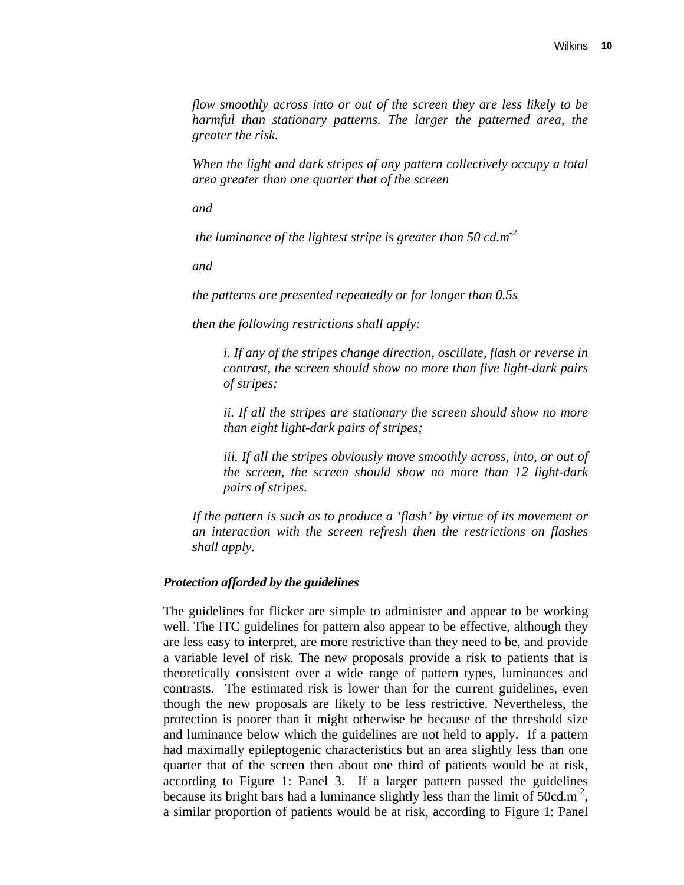*flow smoothly across into or out of the screen they are less likely to be harmful than stationary patterns. The larger the patterned area, the greater the risk.*

*When the light and dark stripes of any pattern collectively occupy a total area greater than one quarter that of the screen*

*and*

*the luminance of the lightest stripe is greater than 50 cd.m$^{-2}$*

*and*

*the patterns are presented repeatedly or for longer than 0.5s*

*then the following restrictions shall apply:*

> *i. If any of the stripes change direction, oscillate, flash or reverse in contrast, the screen should show no more than five light-dark pairs of stripes;*
>
> *ii. If all the stripes are stationary the screen should show no more than eight light-dark pairs of stripes;*
>
> *iii. If all the stripes obviously move smoothly across, into, or out of the screen, the screen should show no more than 12 light-dark pairs of stripes.*

*If the pattern is such as to produce a 'flash' by virtue of its movement or an interaction with the screen refresh then the restrictions on flashes shall apply.*

***Protection afforded by the guidelines***

The guidelines for flicker are simple to administer and appear to be working well. The ITC guidelines for pattern also appear to be effective, although they are less easy to interpret, are more restrictive than they need to be, and provide a variable level of risk. The new proposals provide a risk to patients that is theoretically consistent over a wide range of pattern types, luminances and contrasts. The estimated risk is lower than for the current guidelines, even though the new proposals are likely to be less restrictive. Nevertheless, the protection is poorer than it might otherwise be because of the threshold size and luminance below which the guidelines are not held to apply. If a pattern had maximally epileptogenic characteristics but an area slightly less than one quarter that of the screen then about one third of patients would be at risk, according to Figure 1: Panel 3. If a larger pattern passed the guidelines because its bright bars had a luminance slightly less than the limit of 50cd.m$^{-2}$, a similar proportion of patients would be at risk, according to Figure 1: Panel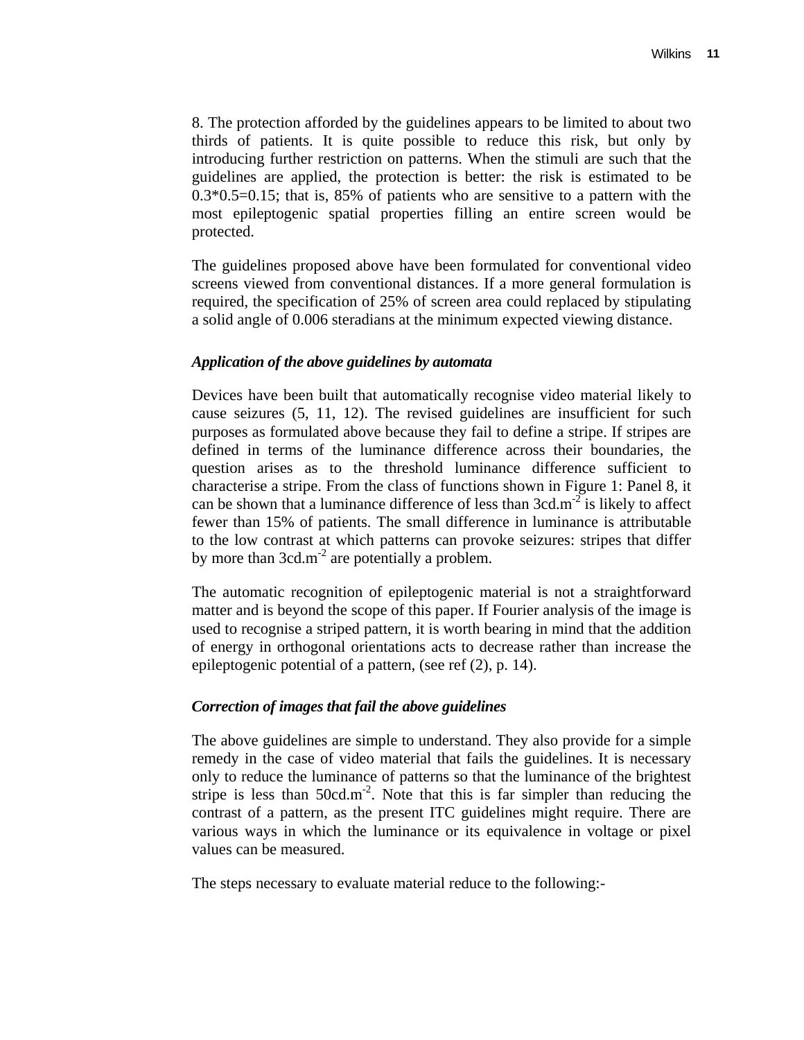8. The protection afforded by the guidelines appears to be limited to about two thirds of patients. It is quite possible to reduce this risk, but only by introducing further restriction on patterns. When the stimuli are such that the guidelines are applied, the protection is better: the risk is estimated to be 0.3*0.5=0.15; that is, 85% of patients who are sensitive to a pattern with the most epileptogenic spatial properties filling an entire screen would be protected.

The guidelines proposed above have been formulated for conventional video screens viewed from conventional distances. If a more general formulation is required, the specification of 25% of screen area could replaced by stipulating a solid angle of 0.006 steradians at the minimum expected viewing distance.

### *Application of the above guidelines by automata*

Devices have been built that automatically recognise video material likely to cause seizures (5, 11, 12). The revised guidelines are insufficient for such purposes as formulated above because they fail to define a stripe. If stripes are defined in terms of the luminance difference across their boundaries, the question arises as to the threshold luminance difference sufficient to characterise a stripe. From the class of functions shown in Figure 1: Panel 8, it can be shown that a luminance difference of less than $3cd.m^{-2}$ is likely to affect fewer than 15% of patients. The small difference in luminance is attributable to the low contrast at which patterns can provoke seizures: stripes that differ by more than $3cd.m^{-2}$ are potentially a problem.

The automatic recognition of epileptogenic material is not a straightforward matter and is beyond the scope of this paper. If Fourier analysis of the image is used to recognise a striped pattern, it is worth bearing in mind that the addition of energy in orthogonal orientations acts to decrease rather than increase the epileptogenic potential of a pattern, (see ref (2), p. 14).

### *Correction of images that fail the above guidelines*

The above guidelines are simple to understand. They also provide for a simple remedy in the case of video material that fails the guidelines. It is necessary only to reduce the luminance of patterns so that the luminance of the brightest stripe is less than $50cd.m^{-2}$. Note that this is far simpler than reducing the contrast of a pattern, as the present ITC guidelines might require. There are various ways in which the luminance or its equivalence in voltage or pixel values can be measured.

The steps necessary to evaluate material reduce to the following:-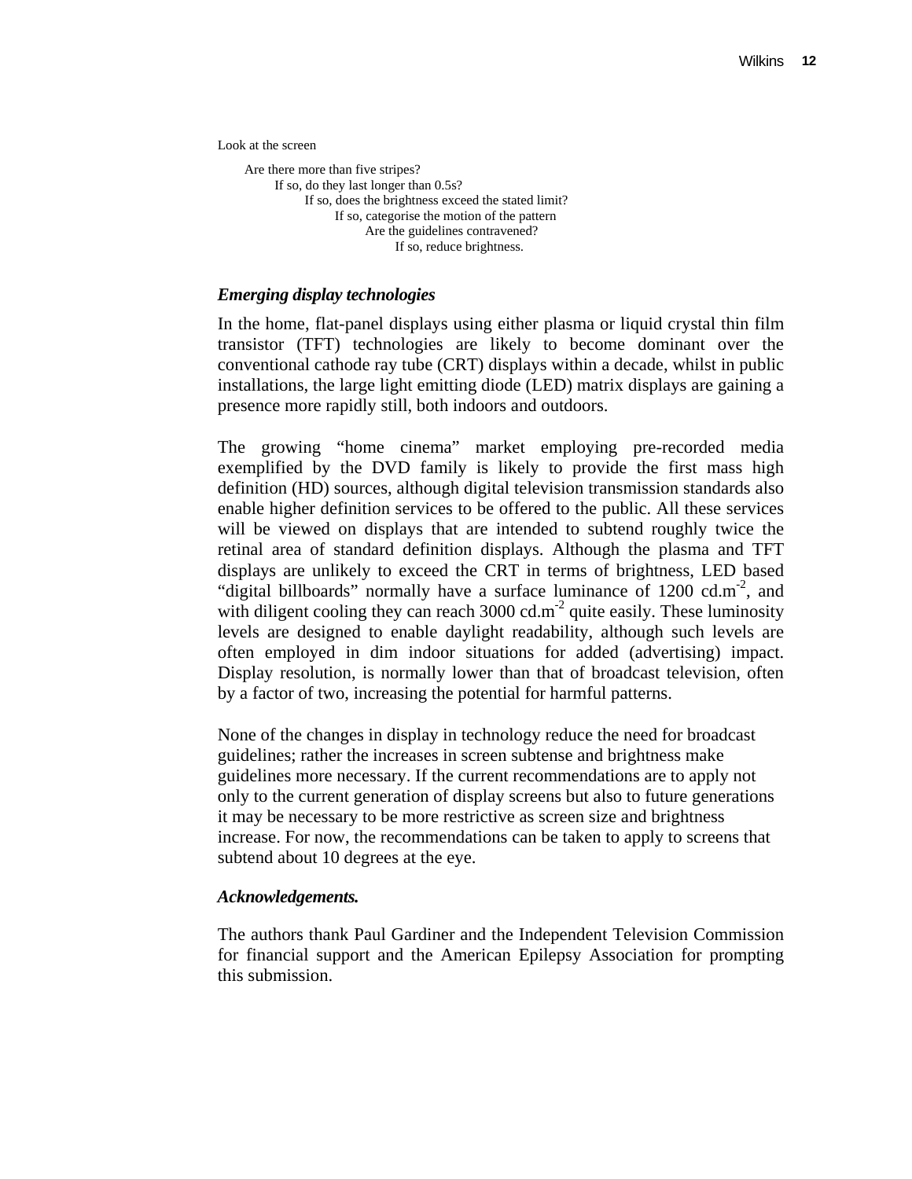Look at the screen

- Are there more than five stripes?
  - If so, do they last longer than 0.5s?
    - If so, does the brightness exceed the stated limit?
      - If so, categorise the motion of the pattern
        - Are the guidelines contravened?
          - If so, reduce brightness.

### *Emerging display technologies*

In the home, flat-panel displays using either plasma or liquid crystal thin film transistor (TFT) technologies are likely to become dominant over the conventional cathode ray tube (CRT) displays within a decade, whilst in public installations, the large light emitting diode (LED) matrix displays are gaining a presence more rapidly still, both indoors and outdoors.

The growing "home cinema" market employing pre-recorded media exemplified by the DVD family is likely to provide the first mass high definition (HD) sources, although digital television transmission standards also enable higher definition services to be offered to the public. All these services will be viewed on displays that are intended to subtend roughly twice the retinal area of standard definition displays. Although the plasma and TFT displays are unlikely to exceed the CRT in terms of brightness, LED based "digital billboards" normally have a surface luminance of 1200 $cd.m^{-2}$, and with diligent cooling they can reach 3000 $cd.m^{-2}$ quite easily. These luminosity levels are designed to enable daylight readability, although such levels are often employed in dim indoor situations for added (advertising) impact. Display resolution, is normally lower than that of broadcast television, often by a factor of two, increasing the potential for harmful patterns.

None of the changes in display in technology reduce the need for broadcast guidelines; rather the increases in screen subtense and brightness make guidelines more necessary. If the current recommendations are to apply not only to the current generation of display screens but also to future generations it may be necessary to be more restrictive as screen size and brightness increase. For now, the recommendations can be taken to apply to screens that subtend about 10 degrees at the eye.

### *Acknowledgements.*

The authors thank Paul Gardiner and the Independent Television Commission for financial support and the American Epilepsy Association for prompting this submission.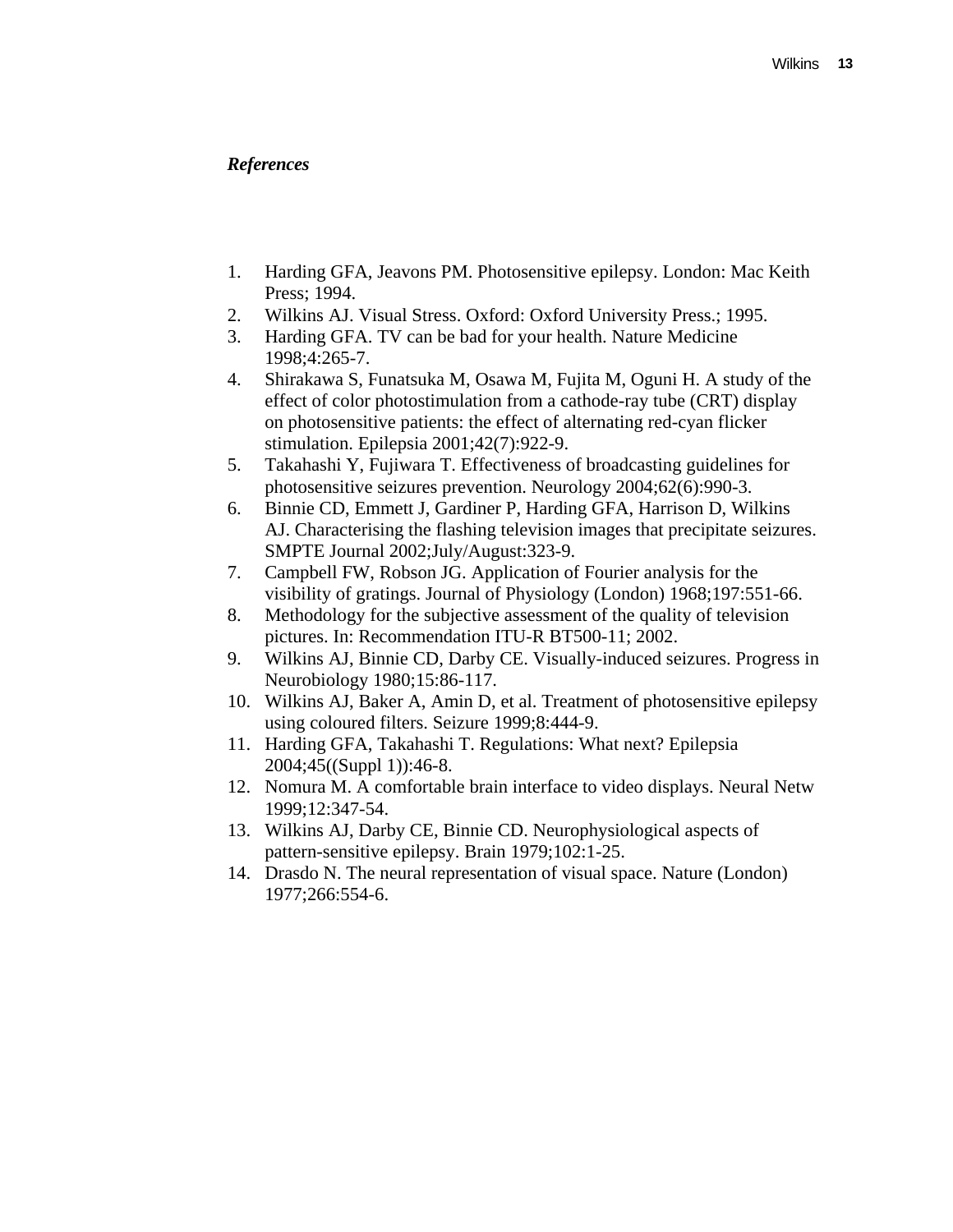***References***

1. Harding GFA, Jeavons PM. Photosensitive epilepsy. London: Mac Keith Press; 1994.
2. Wilkins AJ. Visual Stress. Oxford: Oxford University Press.; 1995.
3. Harding GFA. TV can be bad for your health. Nature Medicine 1998;4:265-7.
4. Shirakawa S, Funatsuka M, Osawa M, Fujita M, Oguni H. A study of the effect of color photostimulation from a cathode-ray tube (CRT) display on photosensitive patients: the effect of alternating red-cyan flicker stimulation. Epilepsia 2001;42(7):922-9.
5. Takahashi Y, Fujiwara T. Effectiveness of broadcasting guidelines for photosensitive seizures prevention. Neurology 2004;62(6):990-3.
6. Binnie CD, Emmett J, Gardiner P, Harding GFA, Harrison D, Wilkins AJ. Characterising the flashing television images that precipitate seizures. SMPTE Journal 2002;July/August:323-9.
7. Campbell FW, Robson JG. Application of Fourier analysis for the visibility of gratings. Journal of Physiology (London) 1968;197:551-66.
8. Methodology for the subjective assessment of the quality of television pictures. In: Recommendation ITU-R BT500-11; 2002.
9. Wilkins AJ, Binnie CD, Darby CE. Visually-induced seizures. Progress in Neurobiology 1980;15:86-117.
10. Wilkins AJ, Baker A, Amin D, et al. Treatment of photosensitive epilepsy using coloured filters. Seizure 1999;8:444-9.
11. Harding GFA, Takahashi T. Regulations: What next? Epilepsia 2004;45((Suppl 1)):46-8.
12. Nomura M. A comfortable brain interface to video displays. Neural Netw 1999;12:347-54.
13. Wilkins AJ, Darby CE, Binnie CD. Neurophysiological aspects of pattern-sensitive epilepsy. Brain 1979;102:1-25.
14. Drasdo N. The neural representation of visual space. Nature (London) 1977;266:554-6.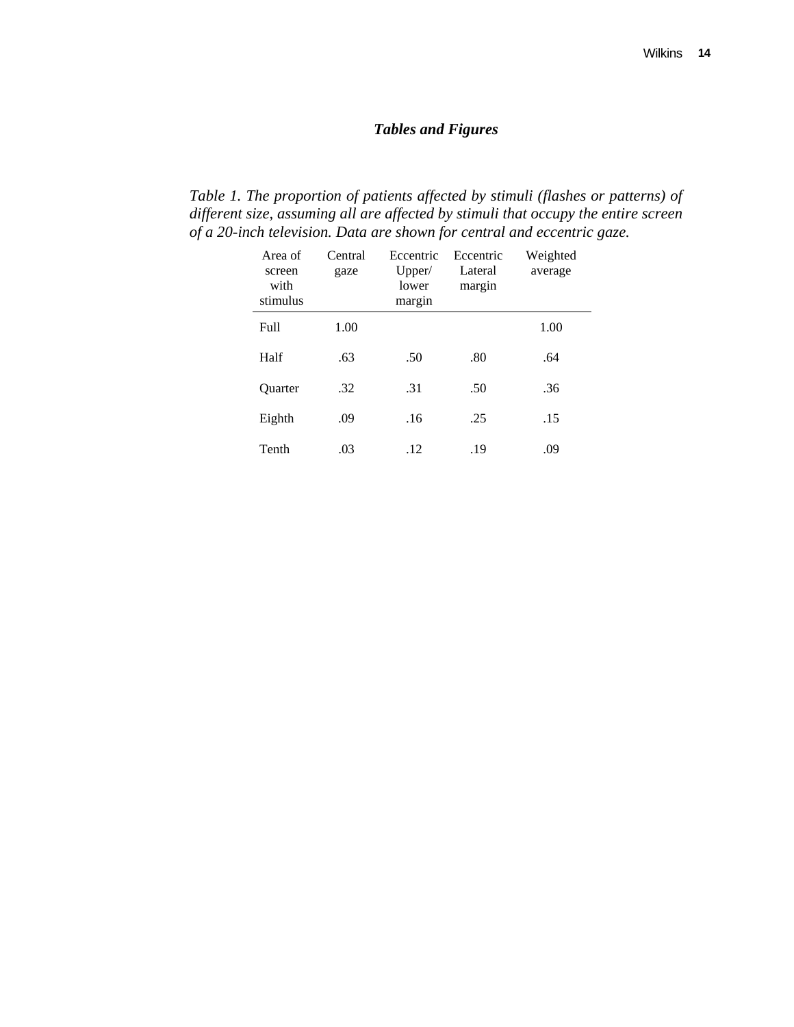## *Tables and Figures*

*Table 1. The proportion of patients affected by stimuli (flashes or patterns) of different size, assuming all are affected by stimuli that occupy the entire screen of a 20-inch television. Data are shown for central and eccentric gaze.*

| Area of screen with stimulus | Central gaze | Eccentric Upper/ lower margin | Eccentric Lateral margin | Weighted average |
|---|---|---|---|---|
| Full | 1.00 | | | 1.00 |
| Half | .63 | .50 | .80 | .64 |
| Quarter | .32 | .31 | .50 | .36 |
| Eighth | .09 | .16 | .25 | .15 |
| Tenth | .03 | .12 | .19 | .09 |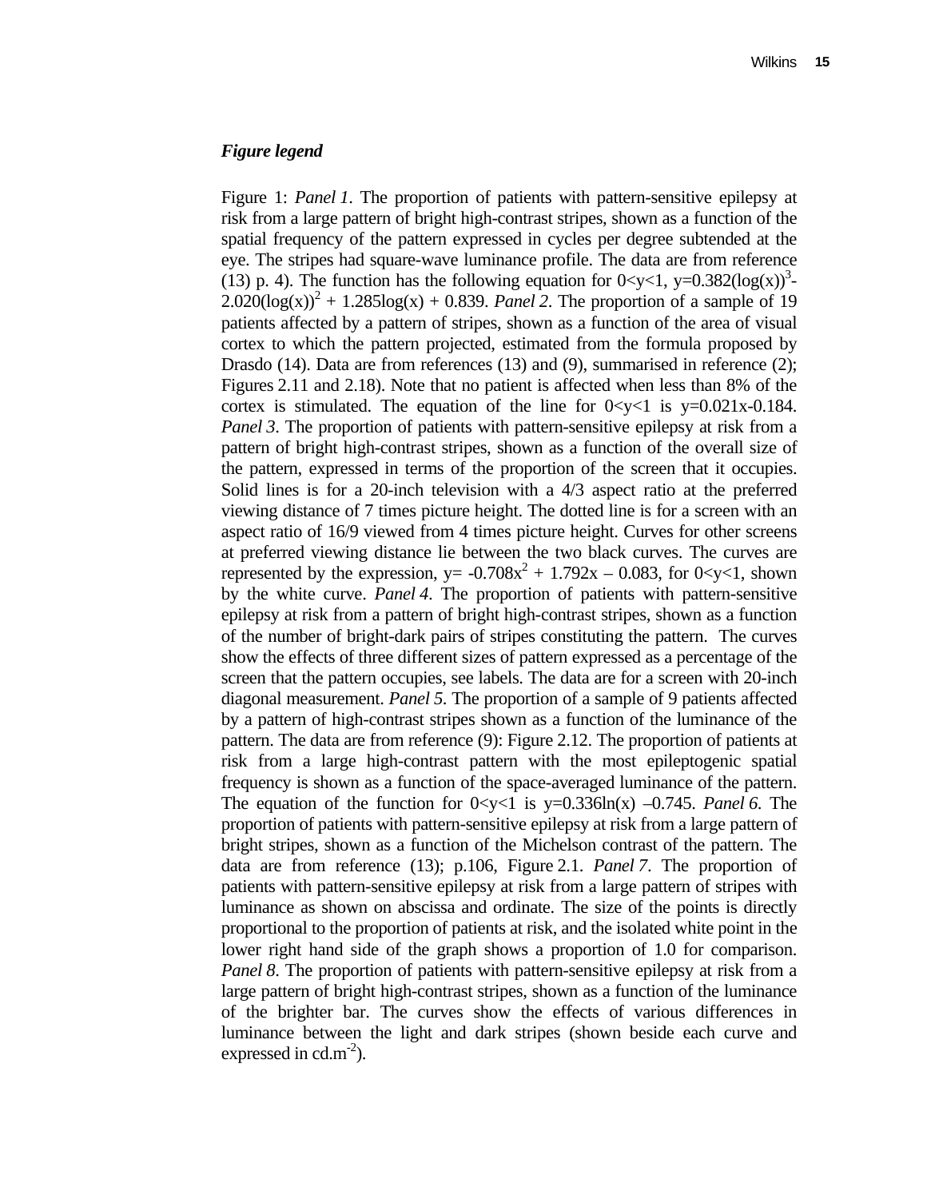### *Figure legend*

Figure 1: *Panel 1*. The proportion of patients with pattern-sensitive epilepsy at risk from a large pattern of bright high-contrast stripes, shown as a function of the spatial frequency of the pattern expressed in cycles per degree subtended at the eye. The stripes had square-wave luminance profile. The data are from reference (13) p. 4). The function has the following equation for $0<y<1$, $y=0.382(\log(x))^3-2.020(\log(x))^2 + 1.285\log(x) + 0.839$. *Panel 2*. The proportion of a sample of 19 patients affected by a pattern of stripes, shown as a function of the area of visual cortex to which the pattern projected, estimated from the formula proposed by Drasdo (14). Data are from references (13) and (9), summarised in reference (2); Figures 2.11 and 2.18). Note that no patient is affected when less than 8% of the cortex is stimulated. The equation of the line for $0<y<1$ is $y=0.021x-0.184$. *Panel 3*. The proportion of patients with pattern-sensitive epilepsy at risk from a pattern of bright high-contrast stripes, shown as a function of the overall size of the pattern, expressed in terms of the proportion of the screen that it occupies. Solid lines is for a 20-inch television with a 4/3 aspect ratio at the preferred viewing distance of 7 times picture height. The dotted line is for a screen with an aspect ratio of 16/9 viewed from 4 times picture height. Curves for other screens at preferred viewing distance lie between the two black curves. The curves are represented by the expression, $y= -0.708x^2 + 1.792x - 0.083$, for $0<y<1$, shown by the white curve. *Panel 4*. The proportion of patients with pattern-sensitive epilepsy at risk from a pattern of bright high-contrast stripes, shown as a function of the number of bright-dark pairs of stripes constituting the pattern. The curves show the effects of three different sizes of pattern expressed as a percentage of the screen that the pattern occupies, see labels. The data are for a screen with 20-inch diagonal measurement. *Panel 5*. The proportion of a sample of 9 patients affected by a pattern of high-contrast stripes shown as a function of the luminance of the pattern. The data are from reference (9): Figure 2.12. The proportion of patients at risk from a large high-contrast pattern with the most epileptogenic spatial frequency is shown as a function of the space-averaged luminance of the pattern. The equation of the function for $0<y<1$ is $y=0.336\ln(x) - 0.745$. *Panel 6*. The proportion of patients with pattern-sensitive epilepsy at risk from a large pattern of bright stripes, shown as a function of the Michelson contrast of the pattern. The data are from reference (13); p.106, Figure 2.1. *Panel 7*. The proportion of patients with pattern-sensitive epilepsy at risk from a large pattern of stripes with luminance as shown on abscissa and ordinate. The size of the points is directly proportional to the proportion of patients at risk, and the isolated white point in the lower right hand side of the graph shows a proportion of 1.0 for comparison. *Panel 8*. The proportion of patients with pattern-sensitive epilepsy at risk from a large pattern of bright high-contrast stripes, shown as a function of the luminance of the brighter bar. The curves show the effects of various differences in luminance between the light and dark stripes (shown beside each curve and expressed in $cd.m^{-2}$).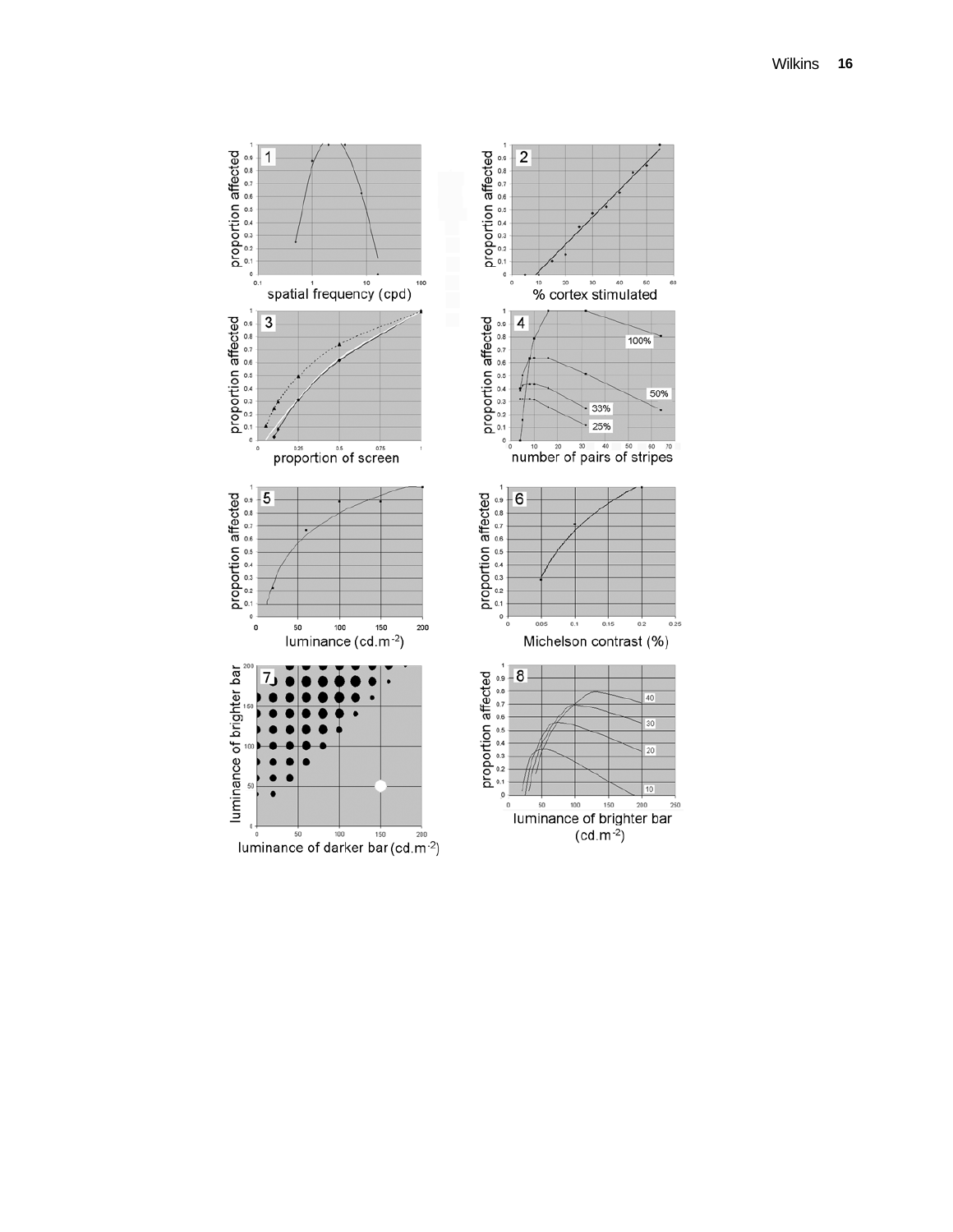1

proportion affected

spatial frequency (cpd)

0.1 1 10 100

2

proportion affected

% cortex stimulated

3

proportion affected

proportion of screen

4

proportion affected

number of pairs of stripes

100%

50%

33%

25%

5

proportion affected

luminance (cd.m$^{-2}$)

0 50 100 150 200

6

proportion affected

Michelson contrast (%)

7

luminance of brighter bar

luminance of darker bar (cd.m$^{-2}$)

8

proportion affected

luminance of brighter bar (cd.m$^{-2}$)

40

30

20

10